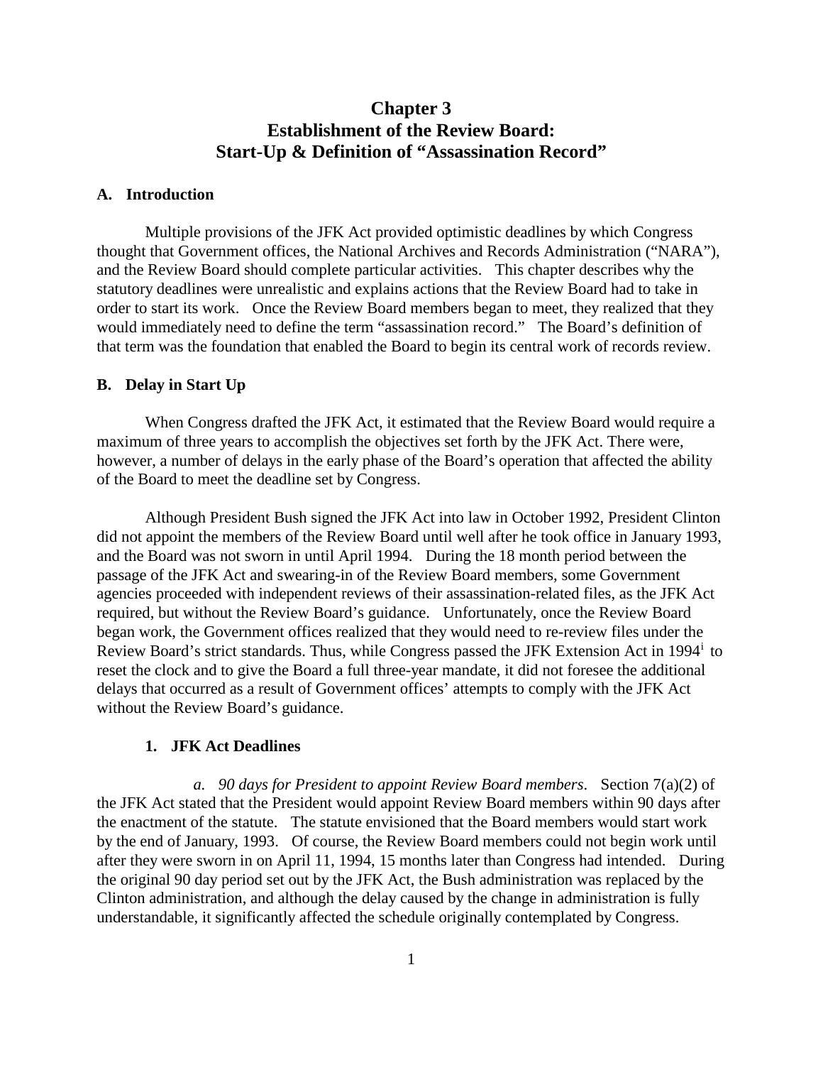# Chapter 3
# Establishment of the Review Board: Start-Up & Definition of "Assassination Record"

## A. Introduction

Multiple provisions of the JFK Act provided optimistic deadlines by which Congress thought that Government offices, the National Archives and Records Administration ("NARA"), and the Review Board should complete particular activities. This chapter describes why the statutory deadlines were unrealistic and explains actions that the Review Board had to take in order to start its work. Once the Review Board members began to meet, they realized that they would immediately need to define the term "assassination record." The Board's definition of that term was the foundation that enabled the Board to begin its central work of records review.

## B. Delay in Start Up

When Congress drafted the JFK Act, it estimated that the Review Board would require a maximum of three years to accomplish the objectives set forth by the JFK Act. There were, however, a number of delays in the early phase of the Board's operation that affected the ability of the Board to meet the deadline set by Congress.

Although President Bush signed the JFK Act into law in October 1992, President Clinton did not appoint the members of the Review Board until well after he took office in January 1993, and the Board was not sworn in until April 1994. During the 18 month period between the passage of the JFK Act and swearing-in of the Review Board members, some Government agencies proceeded with independent reviews of their assassination-related files, as the JFK Act required, but without the Review Board's guidance. Unfortunately, once the Review Board began work, the Government offices realized that they would need to re-review files under the Review Board's strict standards. Thus, while Congress passed the JFK Extension Act in 1994[i] to reset the clock and to give the Board a full three-year mandate, it did not foresee the additional delays that occurred as a result of Government offices' attempts to comply with the JFK Act without the Review Board's guidance.

### 1. JFK Act Deadlines

*a. 90 days for President to appoint Review Board members*. Section 7(a)(2) of the JFK Act stated that the President would appoint Review Board members within 90 days after the enactment of the statute. The statute envisioned that the Board members would start work by the end of January, 1993. Of course, the Review Board members could not begin work until after they were sworn in on April 11, 1994, 15 months later than Congress had intended. During the original 90 day period set out by the JFK Act, the Bush administration was replaced by the Clinton administration, and although the delay caused by the change in administration is fully understandable, it significantly affected the schedule originally contemplated by Congress.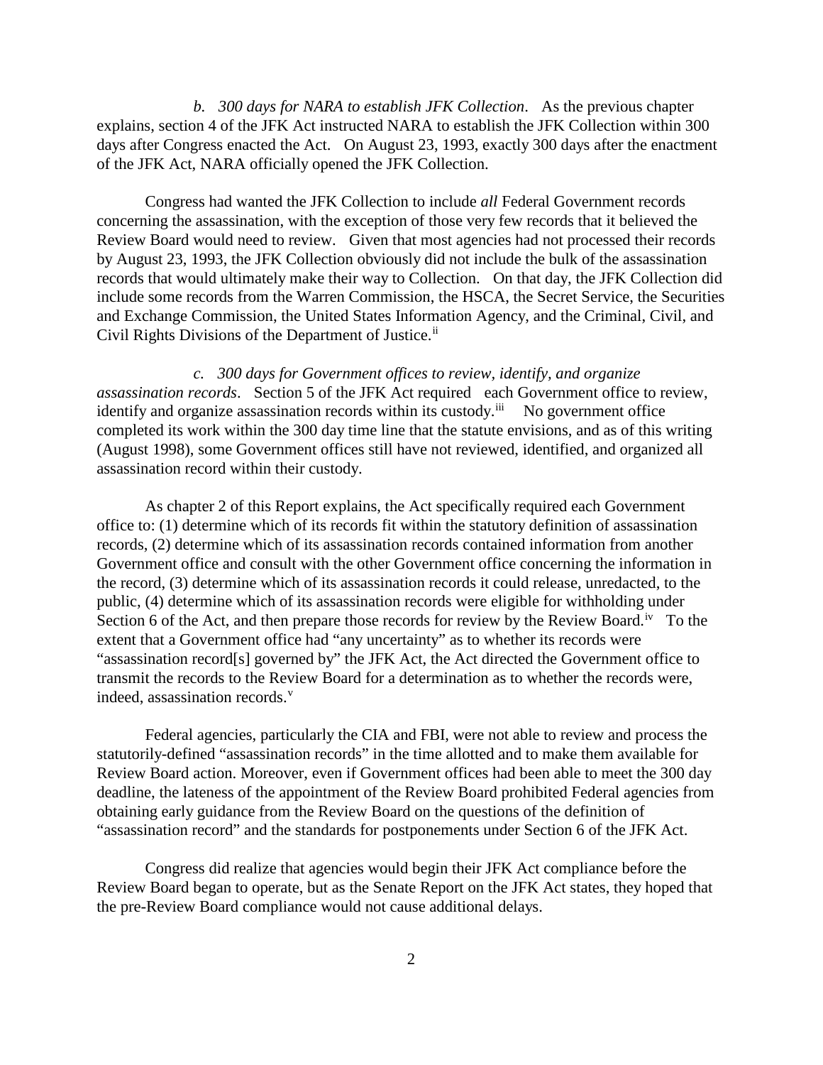*b. 300 days for NARA to establish JFK Collection*. As the previous chapter explains, section 4 of the JFK Act instructed NARA to establish the JFK Collection within 300 days after Congress enacted the Act. On August 23, 1993, exactly 300 days after the enactment of the JFK Act, NARA officially opened the JFK Collection.

Congress had wanted the JFK Collection to include *all* Federal Government records concerning the assassination, with the exception of those very few records that it believed the Review Board would need to review. Given that most agencies had not processed their records by August 23, 1993, the JFK Collection obviously did not include the bulk of the assassination records that would ultimately make their way to Collection. On that day, the JFK Collection did include some records from the Warren Commission, the HSCA, the Secret Service, the Securities and Exchange Commission, the United States Information Agency, and the Criminal, Civil, and Civil Rights Divisions of the Department of Justice.[ii]

*c. 300 days for Government offices to review, identify, and organize assassination records*. Section 5 of the JFK Act required each Government office to review, identify and organize assassination records within its custody.[iii] No government office completed its work within the 300 day time line that the statute envisions, and as of this writing (August 1998), some Government offices still have not reviewed, identified, and organized all assassination record within their custody.

As chapter 2 of this Report explains, the Act specifically required each Government office to: (1) determine which of its records fit within the statutory definition of assassination records, (2) determine which of its assassination records contained information from another Government office and consult with the other Government office concerning the information in the record, (3) determine which of its assassination records it could release, unredacted, to the public, (4) determine which of its assassination records were eligible for withholding under Section 6 of the Act, and then prepare those records for review by the Review Board.[iv] To the extent that a Government office had "any uncertainty" as to whether its records were "assassination record[s] governed by" the JFK Act, the Act directed the Government office to transmit the records to the Review Board for a determination as to whether the records were, indeed, assassination records.[v]

Federal agencies, particularly the CIA and FBI, were not able to review and process the statutorily-defined "assassination records" in the time allotted and to make them available for Review Board action. Moreover, even if Government offices had been able to meet the 300 day deadline, the lateness of the appointment of the Review Board prohibited Federal agencies from obtaining early guidance from the Review Board on the questions of the definition of "assassination record" and the standards for postponements under Section 6 of the JFK Act.

Congress did realize that agencies would begin their JFK Act compliance before the Review Board began to operate, but as the Senate Report on the JFK Act states, they hoped that the pre-Review Board compliance would not cause additional delays.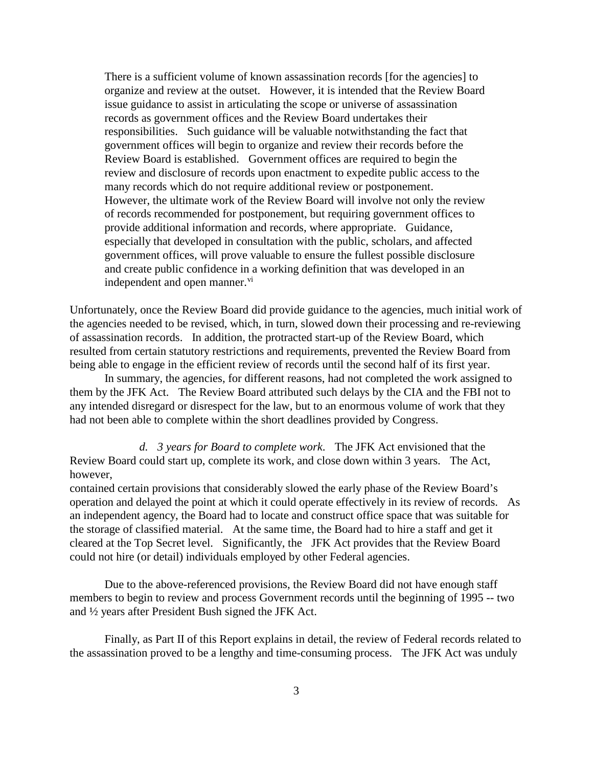> There is a sufficient volume of known assassination records [for the agencies] to organize and review at the outset. However, it is intended that the Review Board issue guidance to assist in articulating the scope or universe of assassination records as government offices and the Review Board undertakes their responsibilities. Such guidance will be valuable notwithstanding the fact that government offices will begin to organize and review their records before the Review Board is established. Government offices are required to begin the review and disclosure of records upon enactment to expedite public access to the many records which do not require additional review or postponement. However, the ultimate work of the Review Board will involve not only the review of records recommended for postponement, but requiring government offices to provide additional information and records, where appropriate. Guidance, especially that developed in consultation with the public, scholars, and affected government offices, will prove valuable to ensure the fullest possible disclosure and create public confidence in a working definition that was developed in an independent and open manner.[vi]

Unfortunately, once the Review Board did provide guidance to the agencies, much initial work of the agencies needed to be revised, which, in turn, slowed down their processing and re-reviewing of assassination records. In addition, the protracted start-up of the Review Board, which resulted from certain statutory restrictions and requirements, prevented the Review Board from being able to engage in the efficient review of records until the second half of its first year.

In summary, the agencies, for different reasons, had not completed the work assigned to them by the JFK Act. The Review Board attributed such delays by the CIA and the FBI not to any intended disregard or disrespect for the law, but to an enormous volume of work that they had not been able to complete within the short deadlines provided by Congress.

*d. 3 years for Board to complete work*. The JFK Act envisioned that the Review Board could start up, complete its work, and close down within 3 years. The Act, however, contained certain provisions that considerably slowed the early phase of the Review Board's operation and delayed the point at which it could operate effectively in its review of records. As an independent agency, the Board had to locate and construct office space that was suitable for the storage of classified material. At the same time, the Board had to hire a staff and get it cleared at the Top Secret level. Significantly, the JFK Act provides that the Review Board could not hire (or detail) individuals employed by other Federal agencies.

Due to the above-referenced provisions, the Review Board did not have enough staff members to begin to review and process Government records until the beginning of 1995 -- two and ½ years after President Bush signed the JFK Act.

Finally, as Part II of this Report explains in detail, the review of Federal records related to the assassination proved to be a lengthy and time-consuming process. The JFK Act was unduly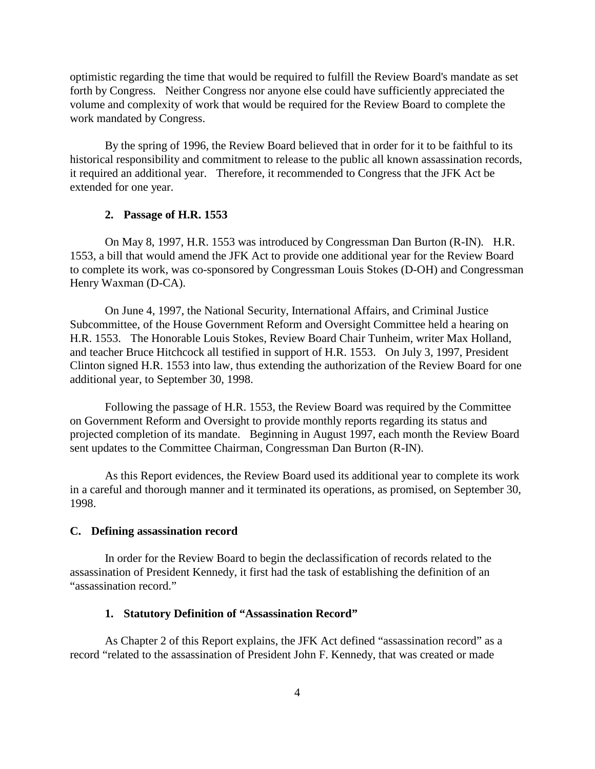optimistic regarding the time that would be required to fulfill the Review Board's mandate as set forth by Congress. Neither Congress nor anyone else could have sufficiently appreciated the volume and complexity of work that would be required for the Review Board to complete the work mandated by Congress.

By the spring of 1996, the Review Board believed that in order for it to be faithful to its historical responsibility and commitment to release to the public all known assassination records, it required an additional year. Therefore, it recommended to Congress that the JFK Act be extended for one year.

### 2. Passage of H.R. 1553

On May 8, 1997, H.R. 1553 was introduced by Congressman Dan Burton (R-IN). H.R. 1553, a bill that would amend the JFK Act to provide one additional year for the Review Board to complete its work, was co-sponsored by Congressman Louis Stokes (D-OH) and Congressman Henry Waxman (D-CA).

On June 4, 1997, the National Security, International Affairs, and Criminal Justice Subcommittee, of the House Government Reform and Oversight Committee held a hearing on H.R. 1553. The Honorable Louis Stokes, Review Board Chair Tunheim, writer Max Holland, and teacher Bruce Hitchcock all testified in support of H.R. 1553. On July 3, 1997, President Clinton signed H.R. 1553 into law, thus extending the authorization of the Review Board for one additional year, to September 30, 1998.

Following the passage of H.R. 1553, the Review Board was required by the Committee on Government Reform and Oversight to provide monthly reports regarding its status and projected completion of its mandate. Beginning in August 1997, each month the Review Board sent updates to the Committee Chairman, Congressman Dan Burton (R-IN).

As this Report evidences, the Review Board used its additional year to complete its work in a careful and thorough manner and it terminated its operations, as promised, on September 30, 1998.

## C. Defining assassination record

In order for the Review Board to begin the declassification of records related to the assassination of President Kennedy, it first had the task of establishing the definition of an "assassination record."

### 1. Statutory Definition of "Assassination Record"

As Chapter 2 of this Report explains, the JFK Act defined "assassination record" as a record "related to the assassination of President John F. Kennedy, that was created or made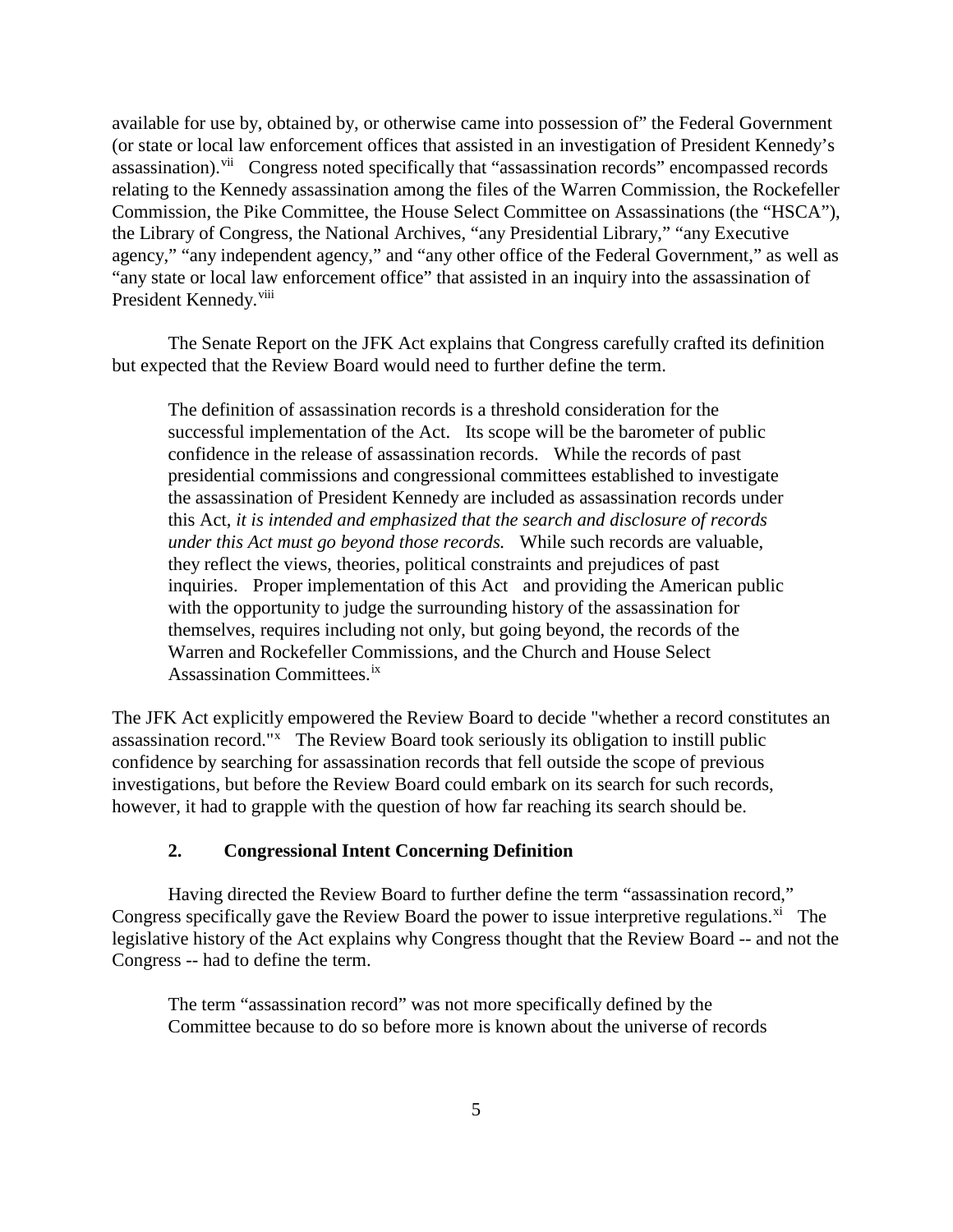available for use by, obtained by, or otherwise came into possession of" the Federal Government (or state or local law enforcement offices that assisted in an investigation of President Kennedy's assassination).[vii] Congress noted specifically that "assassination records" encompassed records relating to the Kennedy assassination among the files of the Warren Commission, the Rockefeller Commission, the Pike Committee, the House Select Committee on Assassinations (the "HSCA"), the Library of Congress, the National Archives, "any Presidential Library," "any Executive agency," "any independent agency," and "any other office of the Federal Government," as well as "any state or local law enforcement office" that assisted in an inquiry into the assassination of President Kennedy.[viii]

The Senate Report on the JFK Act explains that Congress carefully crafted its definition but expected that the Review Board would need to further define the term.

> The definition of assassination records is a threshold consideration for the successful implementation of the Act. Its scope will be the barometer of public confidence in the release of assassination records. While the records of past presidential commissions and congressional committees established to investigate the assassination of President Kennedy are included as assassination records under this Act, *it is intended and emphasized that the search and disclosure of records under this Act must go beyond those records.* While such records are valuable, they reflect the views, theories, political constraints and prejudices of past inquiries. Proper implementation of this Act and providing the American public with the opportunity to judge the surrounding history of the assassination for themselves, requires including not only, but going beyond, the records of the Warren and Rockefeller Commissions, and the Church and House Select Assassination Committees.[ix]

The JFK Act explicitly empowered the Review Board to decide "whether a record constitutes an assassination record."[x] The Review Board took seriously its obligation to instill public confidence by searching for assassination records that fell outside the scope of previous investigations, but before the Review Board could embark on its search for such records, however, it had to grapple with the question of how far reaching its search should be.

### 2. Congressional Intent Concerning Definition

Having directed the Review Board to further define the term "assassination record," Congress specifically gave the Review Board the power to issue interpretive regulations.[xi] The legislative history of the Act explains why Congress thought that the Review Board -- and not the Congress -- had to define the term.

> The term "assassination record" was not more specifically defined by the Committee because to do so before more is known about the universe of records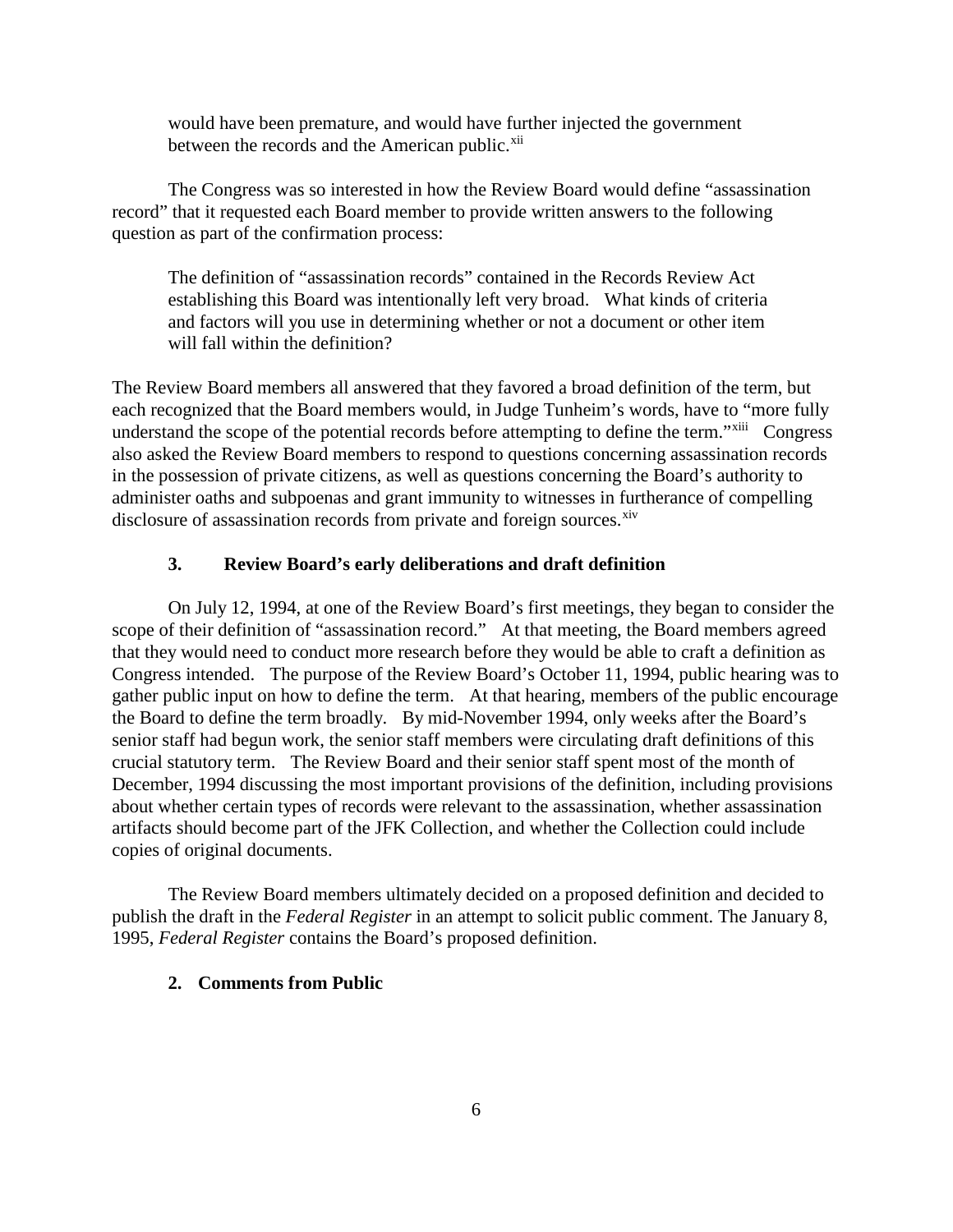would have been premature, and would have further injected the government between the records and the American public.[xii]

The Congress was so interested in how the Review Board would define "assassination record" that it requested each Board member to provide written answers to the following question as part of the confirmation process:

> The definition of "assassination records" contained in the Records Review Act establishing this Board was intentionally left very broad. What kinds of criteria and factors will you use in determining whether or not a document or other item will fall within the definition?

The Review Board members all answered that they favored a broad definition of the term, but each recognized that the Board members would, in Judge Tunheim's words, have to "more fully understand the scope of the potential records before attempting to define the term."[xiii] Congress also asked the Review Board members to respond to questions concerning assassination records in the possession of private citizens, as well as questions concerning the Board's authority to administer oaths and subpoenas and grant immunity to witnesses in furtherance of compelling disclosure of assassination records from private and foreign sources.[xiv]

### 3. Review Board's early deliberations and draft definition

On July 12, 1994, at one of the Review Board's first meetings, they began to consider the scope of their definition of "assassination record." At that meeting, the Board members agreed that they would need to conduct more research before they would be able to craft a definition as Congress intended. The purpose of the Review Board's October 11, 1994, public hearing was to gather public input on how to define the term. At that hearing, members of the public encourage the Board to define the term broadly. By mid-November 1994, only weeks after the Board's senior staff had begun work, the senior staff members were circulating draft definitions of this crucial statutory term. The Review Board and their senior staff spent most of the month of December, 1994 discussing the most important provisions of the definition, including provisions about whether certain types of records were relevant to the assassination, whether assassination artifacts should become part of the JFK Collection, and whether the Collection could include copies of original documents.

The Review Board members ultimately decided on a proposed definition and decided to publish the draft in the *Federal Register* in an attempt to solicit public comment. The January 8, 1995, *Federal Register* contains the Board's proposed definition.

### 2. Comments from Public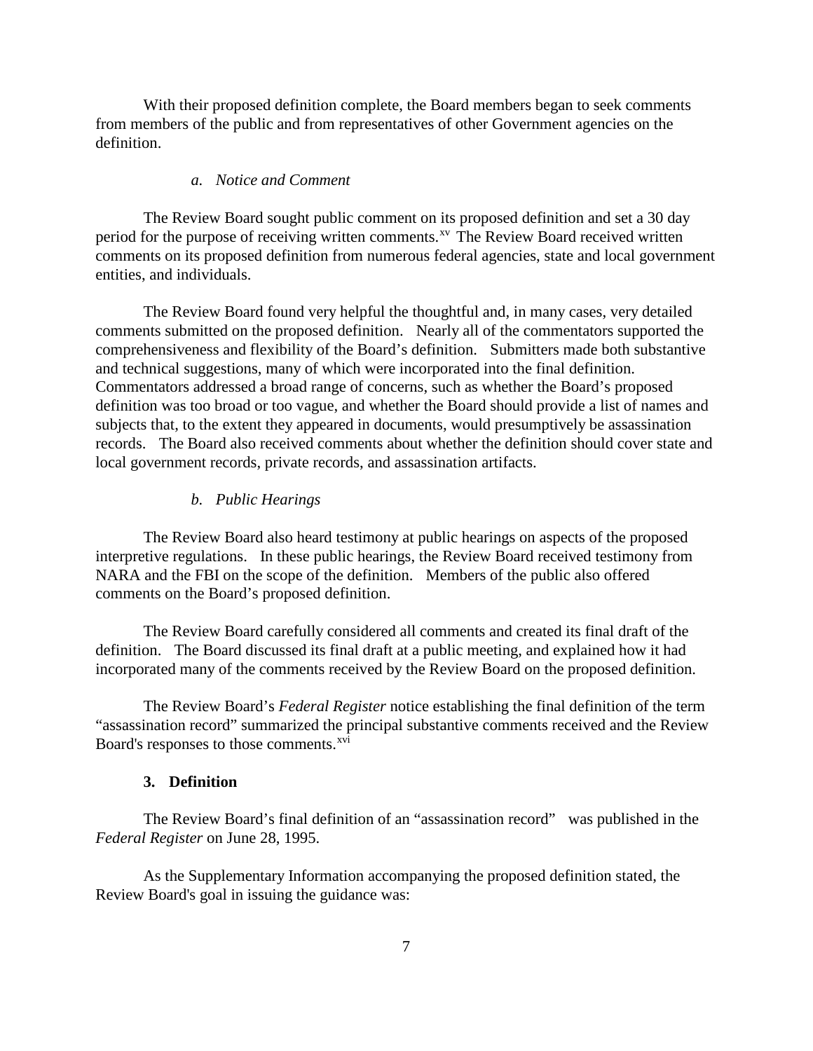With their proposed definition complete, the Board members began to seek comments from members of the public and from representatives of other Government agencies on the definition.

#### *a. Notice and Comment*

The Review Board sought public comment on its proposed definition and set a 30 day period for the purpose of receiving written comments.[xv] The Review Board received written comments on its proposed definition from numerous federal agencies, state and local government entities, and individuals.

The Review Board found very helpful the thoughtful and, in many cases, very detailed comments submitted on the proposed definition. Nearly all of the commentators supported the comprehensiveness and flexibility of the Board's definition. Submitters made both substantive and technical suggestions, many of which were incorporated into the final definition. Commentators addressed a broad range of concerns, such as whether the Board's proposed definition was too broad or too vague, and whether the Board should provide a list of names and subjects that, to the extent they appeared in documents, would presumptively be assassination records. The Board also received comments about whether the definition should cover state and local government records, private records, and assassination artifacts.

#### *b. Public Hearings*

The Review Board also heard testimony at public hearings on aspects of the proposed interpretive regulations. In these public hearings, the Review Board received testimony from NARA and the FBI on the scope of the definition. Members of the public also offered comments on the Board's proposed definition.

The Review Board carefully considered all comments and created its final draft of the definition. The Board discussed its final draft at a public meeting, and explained how it had incorporated many of the comments received by the Review Board on the proposed definition.

The Review Board's *Federal Register* notice establishing the final definition of the term "assassination record" summarized the principal substantive comments received and the Review Board's responses to those comments.[xvi]

### 3. Definition

The Review Board's final definition of an "assassination record" was published in the *Federal Register* on June 28, 1995.

As the Supplementary Information accompanying the proposed definition stated, the Review Board's goal in issuing the guidance was: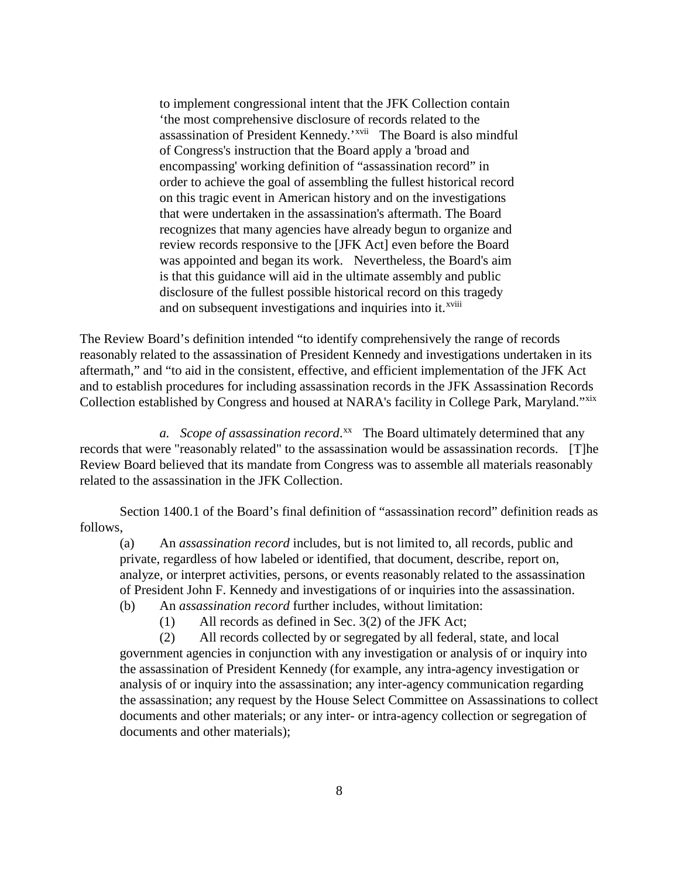> to implement congressional intent that the JFK Collection contain 'the most comprehensive disclosure of records related to the assassination of President Kennedy.'[xvii] The Board is also mindful of Congress's instruction that the Board apply a 'broad and encompassing' working definition of "assassination record" in order to achieve the goal of assembling the fullest historical record on this tragic event in American history and on the investigations that were undertaken in the assassination's aftermath. The Board recognizes that many agencies have already begun to organize and review records responsive to the [JFK Act] even before the Board was appointed and began its work. Nevertheless, the Board's aim is that this guidance will aid in the ultimate assembly and public disclosure of the fullest possible historical record on this tragedy and on subsequent investigations and inquiries into it.[xviii]

The Review Board's definition intended "to identify comprehensively the range of records reasonably related to the assassination of President Kennedy and investigations undertaken in its aftermath," and "to aid in the consistent, effective, and efficient implementation of the JFK Act and to establish procedures for including assassination records in the JFK Assassination Records Collection established by Congress and housed at NARA's facility in College Park, Maryland."[xix]

*a. Scope of assassination record*.[xx] The Board ultimately determined that any records that were "reasonably related" to the assassination would be assassination records. [T]he Review Board believed that its mandate from Congress was to assemble all materials reasonably related to the assassination in the JFK Collection.

Section 1400.1 of the Board's final definition of "assassination record" definition reads as follows,

(a) An *assassination record* includes, but is not limited to, all records, public and private, regardless of how labeled or identified, that document, describe, report on, analyze, or interpret activities, persons, or events reasonably related to the assassination of President John F. Kennedy and investigations of or inquiries into the assassination.

(b) An *assassination record* further includes, without limitation:

(1) All records as defined in Sec. 3(2) of the JFK Act;

(2) All records collected by or segregated by all federal, state, and local government agencies in conjunction with any investigation or analysis of or inquiry into the assassination of President Kennedy (for example, any intra-agency investigation or analysis of or inquiry into the assassination; any inter-agency communication regarding the assassination; any request by the House Select Committee on Assassinations to collect documents and other materials; or any inter- or intra-agency collection or segregation of documents and other materials);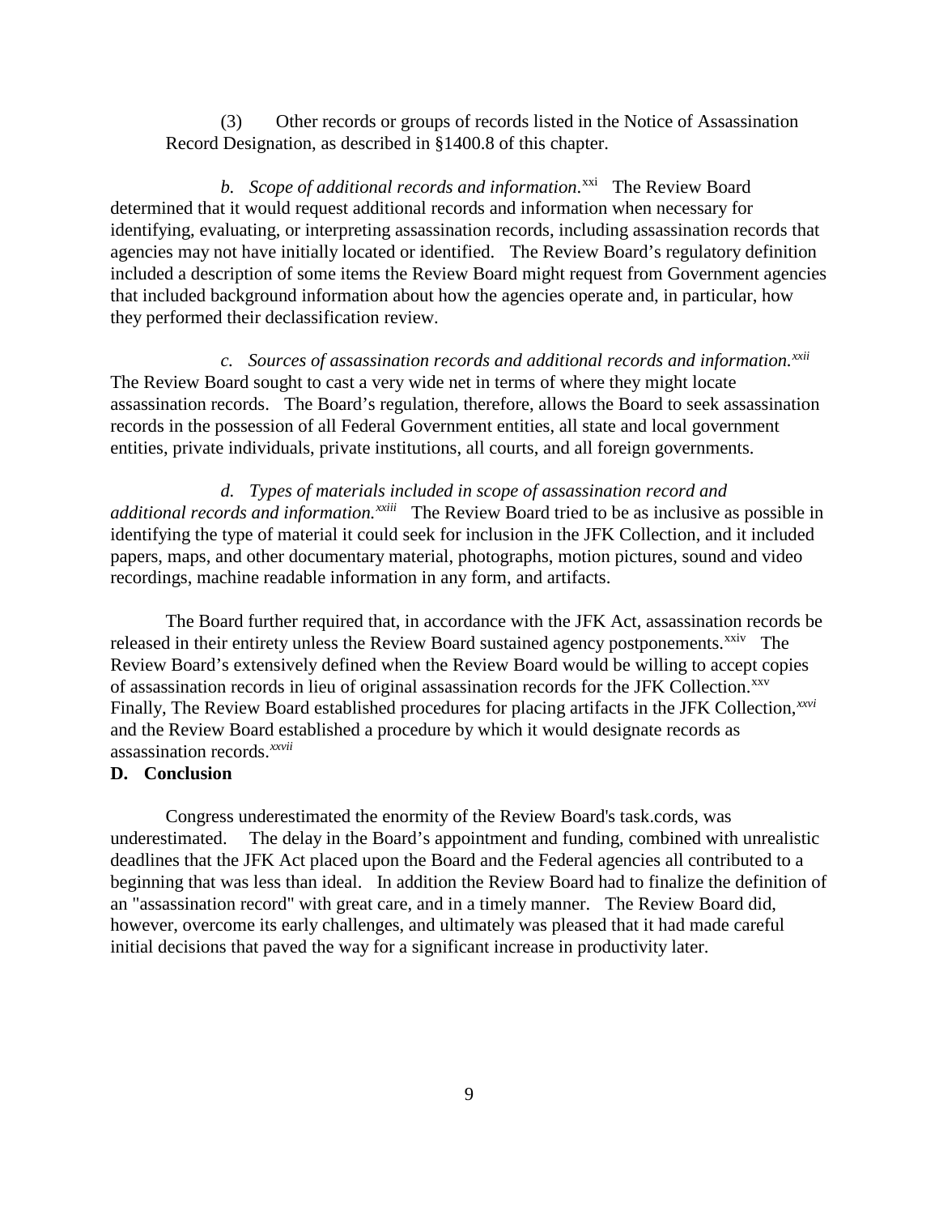(3) Other records or groups of records listed in the Notice of Assassination Record Designation, as described in §1400.8 of this chapter.

*b. Scope of additional records and information.*[xxi] The Review Board determined that it would request additional records and information when necessary for identifying, evaluating, or interpreting assassination records, including assassination records that agencies may not have initially located or identified. The Review Board's regulatory definition included a description of some items the Review Board might request from Government agencies that included background information about how the agencies operate and, in particular, how they performed their declassification review.

*c. Sources of assassination records and additional records and information.*[xxii] The Review Board sought to cast a very wide net in terms of where they might locate assassination records. The Board's regulation, therefore, allows the Board to seek assassination records in the possession of all Federal Government entities, all state and local government entities, private individuals, private institutions, all courts, and all foreign governments.

*d. Types of materials included in scope of assassination record and additional records and information.*[xxiii] The Review Board tried to be as inclusive as possible in identifying the type of material it could seek for inclusion in the JFK Collection, and it included papers, maps, and other documentary material, photographs, motion pictures, sound and video recordings, machine readable information in any form, and artifacts.

The Board further required that, in accordance with the JFK Act, assassination records be released in their entirety unless the Review Board sustained agency postponements.[xxiv] The Review Board's extensively defined when the Review Board would be willing to accept copies of assassination records in lieu of original assassination records for the JFK Collection.[xxv] Finally, The Review Board established procedures for placing artifacts in the JFK Collection,[xxvi] and the Review Board established a procedure by which it would designate records as assassination records.[xxvii]

**D. Conclusion**

Congress underestimated the enormity of the Review Board's task.cords, was underestimated. The delay in the Board's appointment and funding, combined with unrealistic deadlines that the JFK Act placed upon the Board and the Federal agencies all contributed to a beginning that was less than ideal. In addition the Review Board had to finalize the definition of an "assassination record" with great care, and in a timely manner. The Review Board did, however, overcome its early challenges, and ultimately was pleased that it had made careful initial decisions that paved the way for a significant increase in productivity later.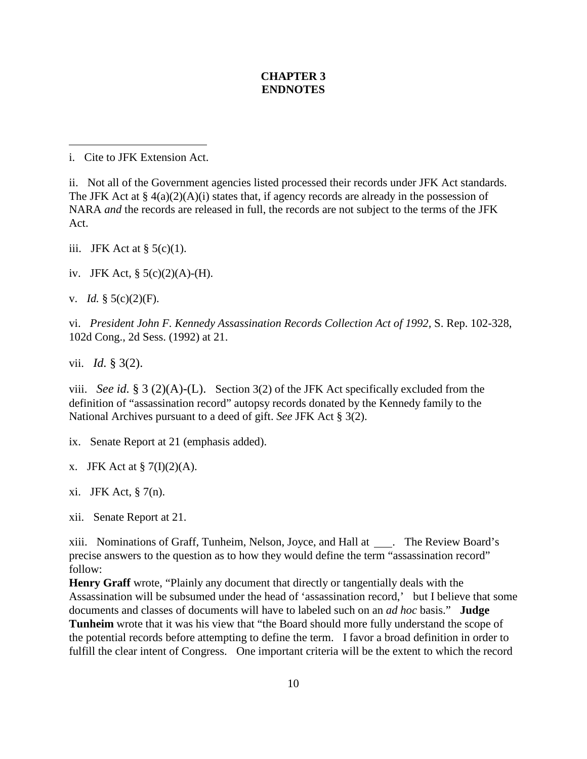# CHAPTER 3
# ENDNOTES

---

i. Cite to JFK Extension Act.

ii. Not all of the Government agencies listed processed their records under JFK Act standards. The JFK Act at § 4(a)(2)(A)(i) states that, if agency records are already in the possession of NARA *and* the records are released in full, the records are not subject to the terms of the JFK Act.

iii. JFK Act at § 5(c)(1).

iv. JFK Act, § 5(c)(2)(A)-(H).

v. *Id.* § 5(c)(2)(F).

vi. *President John F. Kennedy Assassination Records Collection Act of 1992*, S. Rep. 102-328, 102d Cong., 2d Sess. (1992) at 21.

vii. *Id.* § 3(2).

viii. *See id.* § 3 (2)(A)-(L). Section 3(2) of the JFK Act specifically excluded from the definition of "assassination record" autopsy records donated by the Kennedy family to the National Archives pursuant to a deed of gift. *See* JFK Act § 3(2).

ix. Senate Report at 21 (emphasis added).

x. JFK Act at § 7(I)(2)(A).

xi. JFK Act, § 7(n).

xii. Senate Report at 21.

xiii. Nominations of Graff, Tunheim, Nelson, Joyce, and Hall at ___. The Review Board's precise answers to the question as to how they would define the term "assassination record" follow:
**Henry Graff** wrote, "Plainly any document that directly or tangentially deals with the Assassination will be subsumed under the head of 'assassination record,' but I believe that some documents and classes of documents will have to labeled such on an *ad hoc* basis." **Judge Tunheim** wrote that it was his view that "the Board should more fully understand the scope of the potential records before attempting to define the term. I favor a broad definition in order to fulfill the clear intent of Congress. One important criteria will be the extent to which the record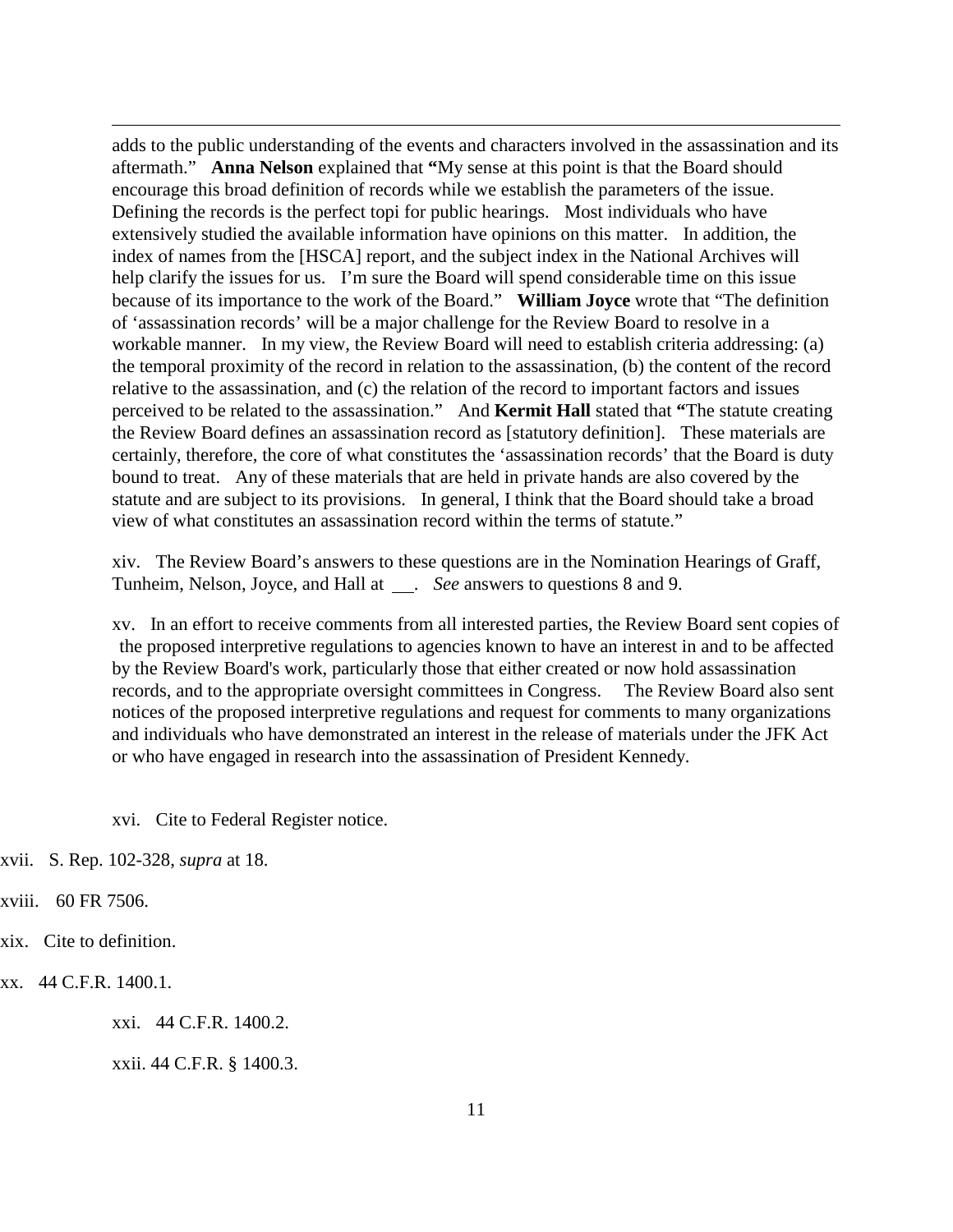adds to the public understanding of the events and characters involved in the assassination and its aftermath." **Anna Nelson** explained that **"**My sense at this point is that the Board should encourage this broad definition of records while we establish the parameters of the issue. Defining the records is the perfect topi for public hearings. Most individuals who have extensively studied the available information have opinions on this matter. In addition, the index of names from the [HSCA] report, and the subject index in the National Archives will help clarify the issues for us. I'm sure the Board will spend considerable time on this issue because of its importance to the work of the Board." **William Joyce** wrote that "The definition of 'assassination records' will be a major challenge for the Review Board to resolve in a workable manner. In my view, the Review Board will need to establish criteria addressing: (a) the temporal proximity of the record in relation to the assassination, (b) the content of the record relative to the assassination, and (c) the relation of the record to important factors and issues perceived to be related to the assassination." And **Kermit Hall** stated that **"**The statute creating the Review Board defines an assassination record as [statutory definition]. These materials are certainly, therefore, the core of what constitutes the 'assassination records' that the Board is duty bound to treat. Any of these materials that are held in private hands are also covered by the statute and are subject to its provisions. In general, I think that the Board should take a broad view of what constitutes an assassination record within the terms of statute."

xiv. The Review Board's answers to these questions are in the Nomination Hearings of Graff, Tunheim, Nelson, Joyce, and Hall at \_\_. *See* answers to questions 8 and 9.

xv. In an effort to receive comments from all interested parties, the Review Board sent copies of the proposed interpretive regulations to agencies known to have an interest in and to be affected by the Review Board's work, particularly those that either created or now hold assassination records, and to the appropriate oversight committees in Congress. The Review Board also sent notices of the proposed interpretive regulations and request for comments to many organizations and individuals who have demonstrated an interest in the release of materials under the JFK Act or who have engaged in research into the assassination of President Kennedy.

xvi. Cite to Federal Register notice.

xvii. S. Rep. 102-328, *supra* at 18.

xviii. 60 FR 7506.

xix. Cite to definition.

xx. 44 C.F.R. 1400.1.

xxi. 44 C.F.R. 1400.2.

xxii. 44 C.F.R. § 1400.3.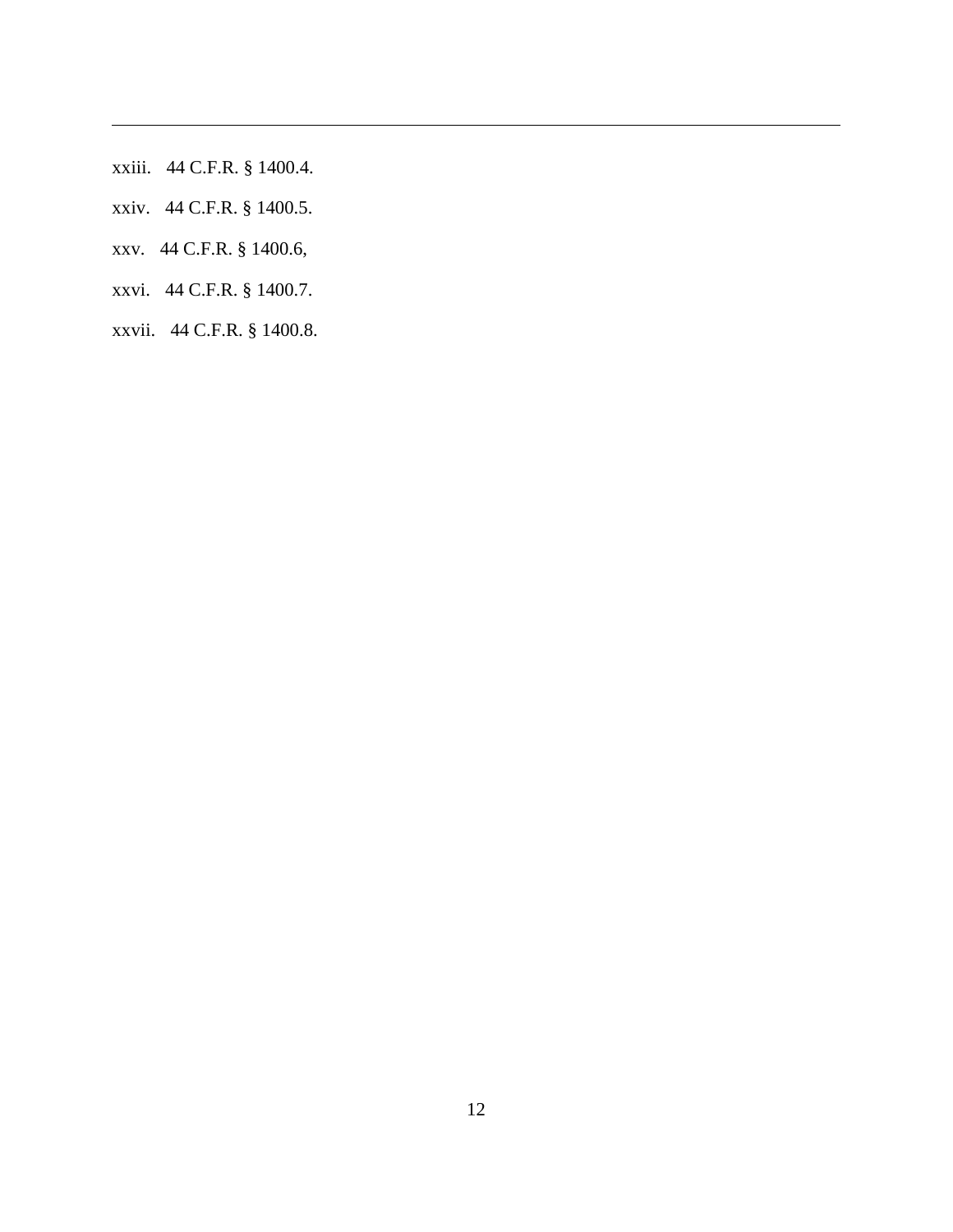xxiii. 44 C.F.R. § 1400.4.

xxiv. 44 C.F.R. § 1400.5.

xxv. 44 C.F.R. § 1400.6,

xxvi. 44 C.F.R. § 1400.7.

xxvii. 44 C.F.R. § 1400.8.